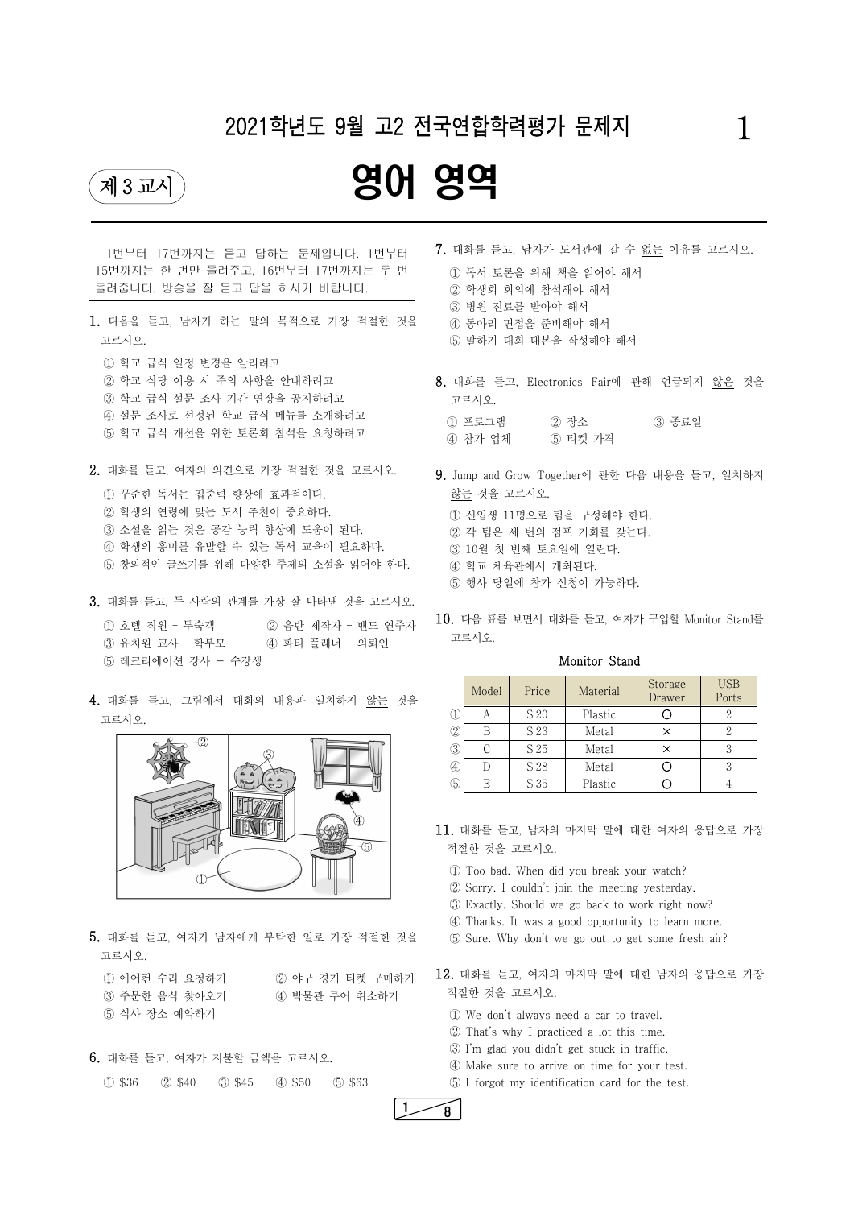# 2021학년도 9월 고2 전국연합학력평가 문제지

제 3 교시

# 영어 영역

1번부터 17번까지는 듣고 답하는 문제입니다. 1번부터 15번까지는 한 번만 들려주고, 16번부터 17번까지는 두 번 들려줍니다. 방송을 잘 듣고 답을 하시기 바랍니다.

**1.** 다음을 듣고, 남자가 하는 말의 목적으로 가장 적절한 것을 고르시오.

① 학교 급식 일정 변경을 알리려고
② 학교 식당 이용 시 주의 사항을 안내하려고
③ 학교 급식 설문 조사 기간 연장을 공지하려고
④ 설문 조사로 선정된 학교 급식 메뉴를 소개하려고
⑤ 학교 급식 개선을 위한 토론회 참석을 요청하려고

**2.** 대화를 듣고, 여자의 의견으로 가장 적절한 것을 고르시오.

① 꾸준한 독서는 집중력 향상에 효과적이다.
② 학생의 연령에 맞는 도서 추천이 중요하다.
③ 소설을 읽는 것은 공감 능력 향상에 도움이 된다.
④ 학생의 흥미를 유발할 수 있는 독서 교육이 필요하다.
⑤ 창의적인 글쓰기를 위해 다양한 주제의 소설을 읽어야 한다.

**3.** 대화를 듣고, 두 사람의 관계를 가장 잘 나타낸 것을 고르시오.

① 호텔 직원 - 투숙객
② 음반 제작자 - 밴드 연주자
③ 유치원 교사 - 학부모
④ 파티 플래너 - 의뢰인
⑤ 레크리에이션 강사 - 수강생

**4.** 대화를 듣고, 그림에서 대화의 내용과 일치하지 <u>않는</u> 것을 고르시오.

**5.** 대화를 듣고, 여자가 남자에게 부탁한 일로 가장 적절한 것을 고르시오.

① 에어컨 수리 요청하기
② 야구 경기 티켓 구매하기
③ 주문한 음식 찾아오기
④ 박물관 투어 취소하기
⑤ 식사 장소 예약하기

**6.** 대화를 듣고, 여자가 지불할 금액을 고르시오.

① \$36 ② \$40 ③ \$45 ④ \$50 ⑤ \$63

**7.** 대화를 듣고, 남자가 도서관에 갈 수 <u>없는</u> 이유를 고르시오.

① 독서 토론을 위해 책을 읽어야 해서
② 학생회 회의에 참석해야 해서
③ 병원 진료를 받아야 해서
④ 동아리 면접을 준비해야 해서
⑤ 말하기 대회 대본을 작성해야 해서

**8.** 대화를 듣고, Electronics Fair에 관해 언급되지 <u>않은</u> 것을 고르시오.

① 프로그램 ② 장소 ③ 종료일
④ 참가 업체 ⑤ 티켓 가격

**9.** Jump and Grow Together에 관한 다음 내용을 듣고, 일치하지 <u>않는</u> 것을 고르시오.

① 신입생 11명으로 팀을 구성해야 한다.
② 각 팀은 세 번의 점프 기회를 갖는다.
③ 10월 첫 번째 토요일에 열린다.
④ 학교 체육관에서 개최된다.
⑤ 행사 당일에 참가 신청이 가능하다.

**10.** 다음 표를 보면서 대화를 듣고, 여자가 구입할 Monitor Stand를 고르시오.

Monitor Stand

| | Model | Price | Material | Storage Drawer | USB Ports |
|---|---|---|---|---|---|
| ① | A | \$20 | Plastic | ○ | 2 |
| ② | B | \$23 | Metal | × | 2 |
| ③ | C | \$25 | Metal | × | 3 |
| ④ | D | \$28 | Metal | ○ | 3 |
| ⑤ | E | \$35 | Plastic | ○ | 4 |

**11.** 대화를 듣고, 남자의 마지막 말에 대한 여자의 응답으로 가장 적절한 것을 고르시오.

① Too bad. When did you break your watch?
② Sorry. I couldn't join the meeting yesterday.
③ Exactly. Should we go back to work right now?
④ Thanks. It was a good opportunity to learn more.
⑤ Sure. Why don't we go out to get some fresh air?

**12.** 대화를 듣고, 여자의 마지막 말에 대한 남자의 응답으로 가장 적절한 것을 고르시오.

① We don't always need a car to travel.
② That's why I practiced a lot this time.
③ I'm glad you didn't get stuck in traffic.
④ Make sure to arrive on time for your test.
⑤ I forgot my identification card for the test.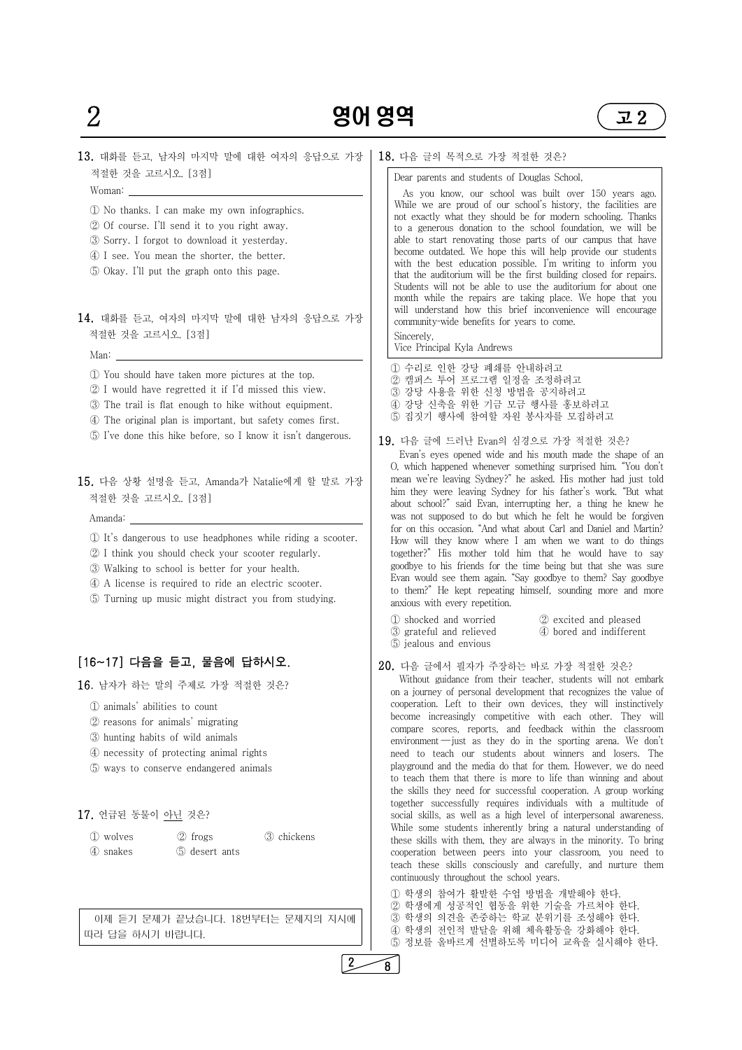**13.** 대화를 듣고, 남자의 마지막 말에 대한 여자의 응답으로 가장 적절한 것을 고르시오. [3점]

Woman: ________________________________

① No thanks. I can make my own infographics.
② Of course. I'll send it to you right away.
③ Sorry. I forgot to download it yesterday.
④ I see. You mean the shorter, the better.
⑤ Okay. I'll put the graph onto this page.

**14.** 대화를 듣고, 여자의 마지막 말에 대한 남자의 응답으로 가장 적절한 것을 고르시오. [3점]

Man: ________________________________

① You should have taken more pictures at the top.
② I would have regretted it if I'd missed this view.
③ The trail is flat enough to hike without equipment.
④ The original plan is important, but safety comes first.
⑤ I've done this hike before, so I know it isn't dangerous.

**15.** 다음 상황 설명을 듣고, Amanda가 Natalie에게 할 말로 가장 적절한 것을 고르시오. [3점]

Amanda: ________________________________

① It's dangerous to use headphones while riding a scooter.
② I think you should check your scooter regularly.
③ Walking to school is better for your health.
④ A license is required to ride an electric scooter.
⑤ Turning up music might distract you from studying.

### [16~17] 다음을 듣고, 물음에 답하시오.

**16.** 남자가 하는 말의 주제로 가장 적절한 것은?

① animals' abilities to count
② reasons for animals' migrating
③ hunting habits of wild animals
④ necessity of protecting animal rights
⑤ ways to conserve endangered animals

**17.** 언급된 동물이 <u>아닌</u> 것은?

① wolves ② frogs ③ chickens
④ snakes ⑤ desert ants

> 이제 듣기 문제가 끝났습니다. 18번부터는 문제지의 지시에 따라 답을 하시기 바랍니다.

**18.** 다음 글의 목적으로 가장 적절한 것은?

> Dear parents and students of Douglas School,
>
> As you know, our school was built over 150 years ago. While we are proud of our school's history, the facilities are not exactly what they should be for modern schooling. Thanks to a generous donation to the school foundation, we will be able to start renovating those parts of our campus that have become outdated. We hope this will help provide our students with the best education possible. I'm writing to inform you that the auditorium will be the first building closed for repairs. Students will not be able to use the auditorium for about one month while the repairs are taking place. We hope that you will understand how this brief inconvenience will encourage community-wide benefits for years to come.
>
> Sincerely,
> Vice Principal Kyla Andrews

① 수리로 인한 강당 폐쇄를 안내하려고
② 캠퍼스 투어 프로그램 일정을 조정하려고
③ 강당 사용을 위한 신청 방법을 공지하려고
④ 강당 신축을 위한 기금 모금 행사를 홍보하려고
⑤ 집짓기 행사에 참여할 자원 봉사자를 모집하려고

**19.** 다음 글에 드러난 Evan의 심경으로 가장 적절한 것은?

Evan's eyes opened wide and his mouth made the shape of an O, which happened whenever something surprised him. "You don't mean we're leaving Sydney?" he asked. His mother had just told him they were leaving Sydney for his father's work. "But what about school?" said Evan, interrupting her, a thing he knew he was not supposed to do but which he felt he would be forgiven for on this occasion. "And what about Carl and Daniel and Martin? How will they know where I am when we want to do things together?" His mother told him that he would have to say goodbye to his friends for the time being but that she was sure Evan would see them again. "Say goodbye to them? Say goodbye to them?" He kept repeating himself, sounding more and more anxious with every repetition.

① shocked and worried ② excited and pleased
③ grateful and relieved ④ bored and indifferent
⑤ jealous and envious

**20.** 다음 글에서 필자가 주장하는 바로 가장 적절한 것은?

Without guidance from their teacher, students will not embark on a journey of personal development that recognizes the value of cooperation. Left to their own devices, they will instinctively become increasingly competitive with each other. They will compare scores, reports, and feedback within the classroom environment — just as they do in the sporting arena. We don't need to teach our students about winners and losers. The playground and the media do that for them. However, we do need to teach them that there is more to life than winning and about the skills they need for successful cooperation. A group working together successfully requires individuals with a multitude of social skills, as well as a high level of interpersonal awareness. While some students inherently bring a natural understanding of these skills with them, they are always in the minority. To bring cooperation between peers into your classroom, you need to teach these skills consciously and carefully, and nurture them continuously throughout the school years.

① 학생의 참여가 활발한 수업 방법을 개발해야 한다.
② 학생에게 성공적인 협동을 위한 기술을 가르쳐야 한다.
③ 학생의 의견을 존중하는 학교 분위기를 조성해야 한다.
④ 학생의 전인적 발달을 위해 체육활동을 강화해야 한다.
⑤ 정보를 올바르게 선별하도록 미디어 교육을 실시해야 한다.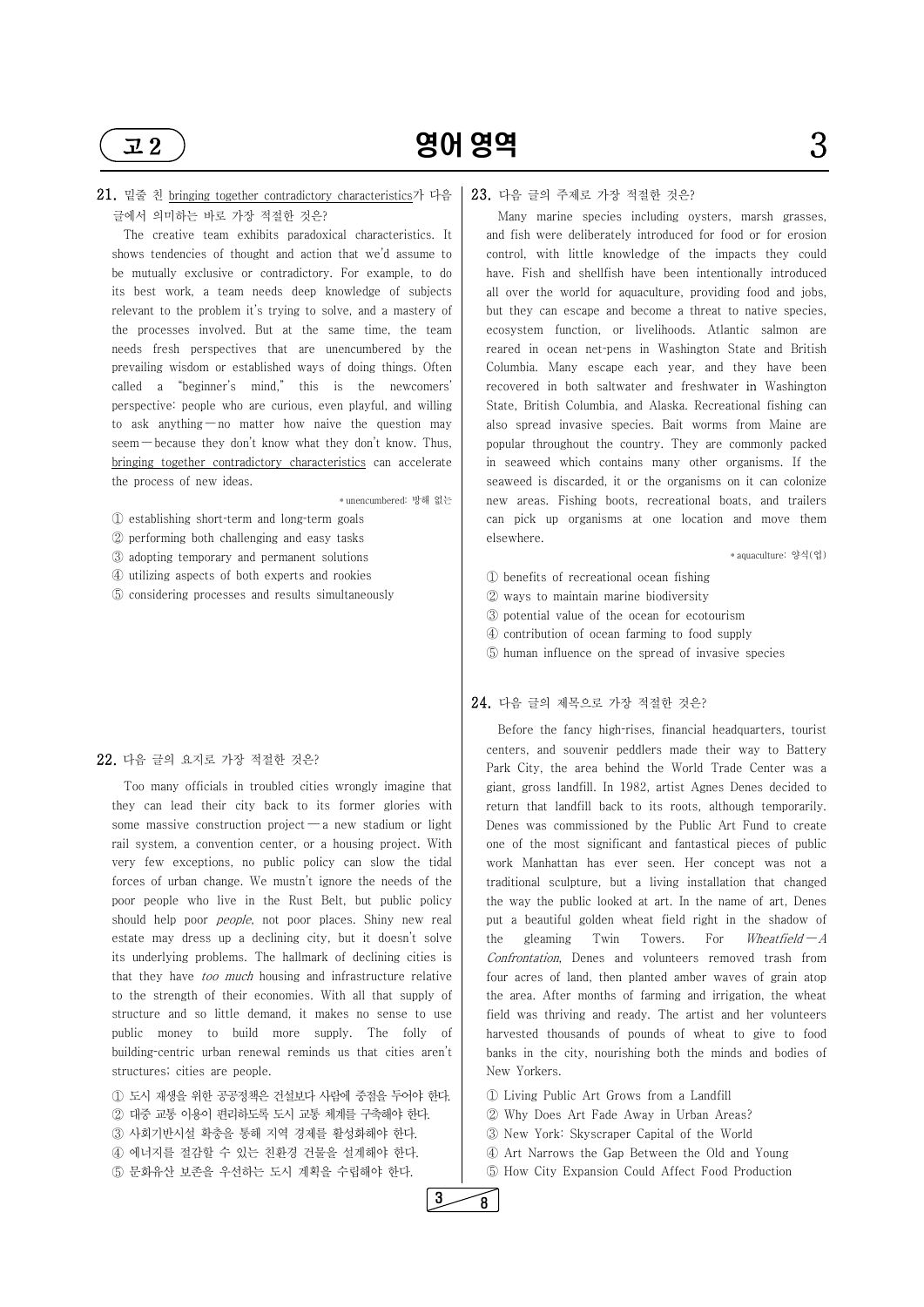**21.** 밑줄 친 <u>bringing together contradictory characteristics</u>가 다음 글에서 의미하는 바로 가장 적절한 것은?

The creative team exhibits paradoxical characteristics. It shows tendencies of thought and action that we'd assume to be mutually exclusive or contradictory. For example, to do its best work, a team needs deep knowledge of subjects relevant to the problem it's trying to solve, and a mastery of the processes involved. But at the same time, the team needs fresh perspectives that are unencumbered by the prevailing wisdom or established ways of doing things. Often called a "beginner's mind," this is the newcomers' perspective: people who are curious, even playful, and willing to ask anything — no matter how naive the question may seem — because they don't know what they don't know. Thus, <u>bringing together contradictory characteristics</u> can accelerate the process of new ideas.

\* unencumbered: 방해 없는

① establishing short-term and long-term goals
② performing both challenging and easy tasks
③ adopting temporary and permanent solutions
④ utilizing aspects of both experts and rookies
⑤ considering processes and results simultaneously

**22.** 다음 글의 요지로 가장 적절한 것은?

Too many officials in troubled cities wrongly imagine that they can lead their city back to its former glories with some massive construction project — a new stadium or light rail system, a convention center, or a housing project. With very few exceptions, no public policy can slow the tidal forces of urban change. We mustn't ignore the needs of the poor people who live in the Rust Belt, but public policy should help poor *people*, not poor places. Shiny new real estate may dress up a declining city, but it doesn't solve its underlying problems. The hallmark of declining cities is that they have *too much* housing and infrastructure relative to the strength of their economies. With all that supply of structure and so little demand, it makes no sense to use public money to build more supply. The folly of building-centric urban renewal reminds us that cities aren't structures; cities are people.

① 도시 재생을 위한 공공정책은 건설보다 사람에 중점을 두어야 한다.
② 대중 교통 이용이 편리하도록 도시 교통 체계를 구축해야 한다.
③ 사회기반시설 확충을 통해 지역 경제를 활성화해야 한다.
④ 에너지를 절감할 수 있는 친환경 건물을 설계해야 한다.
⑤ 문화유산 보존을 우선하는 도시 계획을 수립해야 한다.

**23.** 다음 글의 주제로 가장 적절한 것은?

Many marine species including oysters, marsh grasses, and fish were deliberately introduced for food or for erosion control, with little knowledge of the impacts they could have. Fish and shellfish have been intentionally introduced all over the world for aquaculture, providing food and jobs, but they can escape and become a threat to native species, ecosystem function, or livelihoods. Atlantic salmon are reared in ocean net-pens in Washington State and British Columbia. Many escape each year, and they have been recovered in both saltwater and freshwater in Washington State, British Columbia, and Alaska. Recreational fishing can also spread invasive species. Bait worms from Maine are popular throughout the country. They are commonly packed in seaweed which contains many other organisms. If the seaweed is discarded, it or the organisms on it can colonize new areas. Fishing boots, recreational boats, and trailers can pick up organisms at one location and move them elsewhere.

\* aquaculture: 양식(업)

① benefits of recreational ocean fishing
② ways to maintain marine biodiversity
③ potential value of the ocean for ecotourism
④ contribution of ocean farming to food supply
⑤ human influence on the spread of invasive species

**24.** 다음 글의 제목으로 가장 적절한 것은?

Before the fancy high-rises, financial headquarters, tourist centers, and souvenir peddlers made their way to Battery Park City, the area behind the World Trade Center was a giant, gross landfill. In 1982, artist Agnes Denes decided to return that landfill back to its roots, although temporarily. Denes was commissioned by the Public Art Fund to create one of the most significant and fantastical pieces of public work Manhattan has ever seen. Her concept was not a traditional sculpture, but a living installation that changed the way the public looked at art. In the name of art, Denes put a beautiful golden wheat field right in the shadow of the gleaming Twin Towers. For *Wheatfield — A Confrontation*, Denes and volunteers removed trash from four acres of land, then planted amber waves of grain atop the area. After months of farming and irrigation, the wheat field was thriving and ready. The artist and her volunteers harvested thousands of pounds of wheat to give to food banks in the city, nourishing both the minds and bodies of New Yorkers.

① Living Public Art Grows from a Landfill
② Why Does Art Fade Away in Urban Areas?
③ New York: Skyscraper Capital of the World
④ Art Narrows the Gap Between the Old and Young
⑤ How City Expansion Could Affect Food Production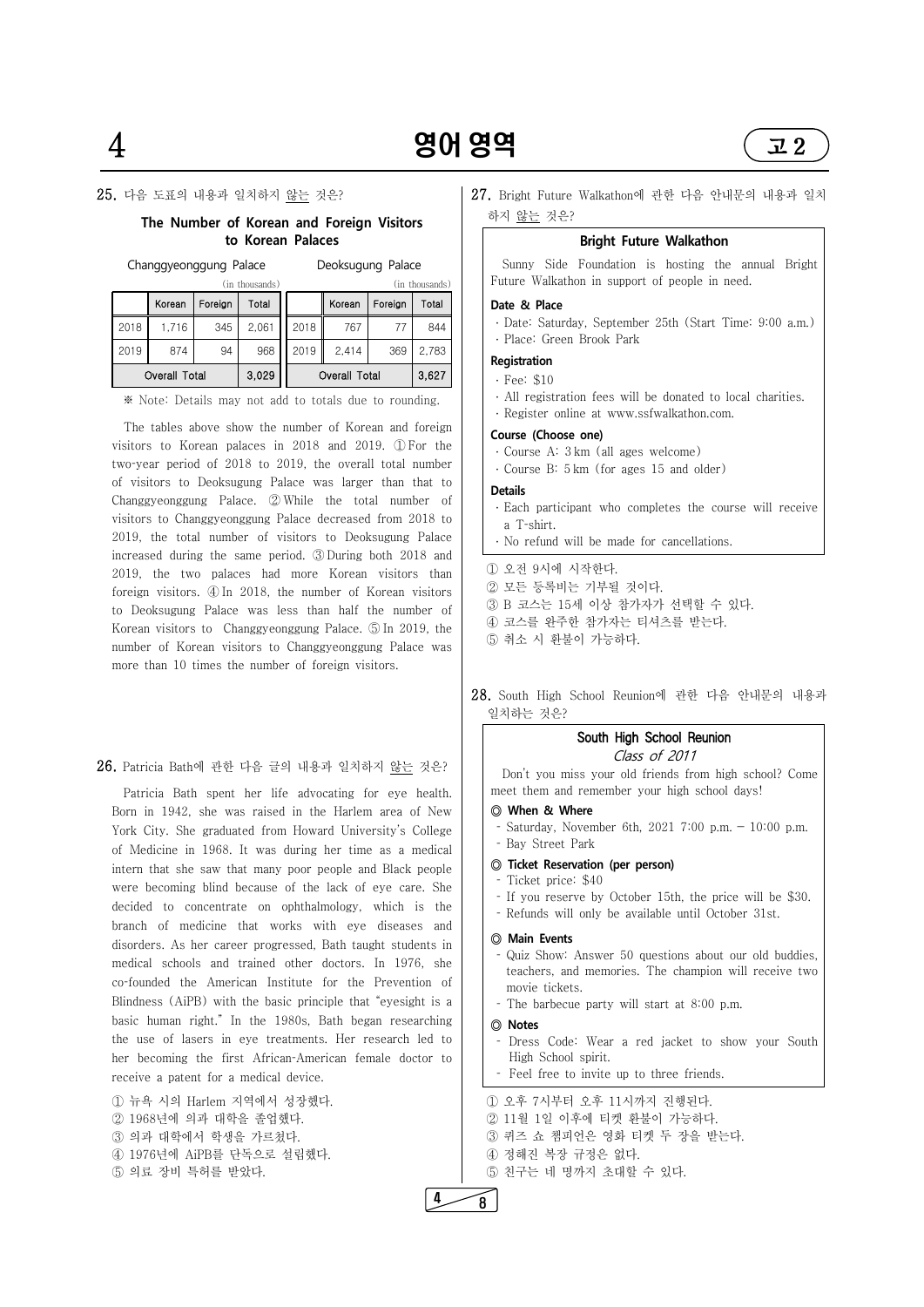25. 다음 도표의 내용과 일치하지 않는 것은?

### The Number of Korean and Foreign Visitors to Korean Palaces

Changgyeonggung Palace (in thousands)

| | Korean | Foreign | Total |
|---|---|---|---|
| 2018 | 1,716 | 345 | 2,061 |
| 2019 | 874 | 94 | 968 |
| Overall Total | | | 3,029 |

Deoksugung Palace (in thousands)

| | Korean | Foreign | Total |
|---|---|---|---|
| 2018 | 767 | 77 | 844 |
| 2019 | 2,414 | 369 | 2,783 |
| Overall Total | | | 3,627 |

※ Note: Details may not add to totals due to rounding.

The tables above show the number of Korean and foreign visitors to Korean palaces in 2018 and 2019. ① For the two-year period of 2018 to 2019, the overall total number of visitors to Deoksugung Palace was larger than that to Changgyeonggung Palace. ② While the total number of visitors to Changgyeonggung Palace decreased from 2018 to 2019, the total number of visitors to Deoksugung Palace increased during the same period. ③ During both 2018 and 2019, the two palaces had more Korean visitors than foreign visitors. ④ In 2018, the number of Korean visitors to Deoksugung Palace was less than half the number of Korean visitors to Changgyeonggung Palace. ⑤ In 2019, the number of Korean visitors to Changgyeonggung Palace was more than 10 times the number of foreign visitors.

26. Patricia Bath에 관한 다음 글의 내용과 일치하지 않는 것은?

Patricia Bath spent her life advocating for eye health. Born in 1942, she was raised in the Harlem area of New York City. She graduated from Howard University's College of Medicine in 1968. It was during her time as a medical intern that she saw that many poor people and Black people were becoming blind because of the lack of eye care. She decided to concentrate on ophthalmology, which is the branch of medicine that works with eye diseases and disorders. As her career progressed, Bath taught students in medical schools and trained other doctors. In 1976, she co-founded the American Institute for the Prevention of Blindness (AiPB) with the basic principle that "eyesight is a basic human right." In the 1980s, Bath began researching the use of lasers in eye treatments. Her research led to her becoming the first African-American female doctor to receive a patent for a medical device.

① 뉴욕 시의 Harlem 지역에서 성장했다.
② 1968년에 의과 대학을 졸업했다.
③ 의과 대학에서 학생을 가르쳤다.
④ 1976년에 AiPB를 단독으로 설립했다.
⑤ 의료 장비 특허를 받았다.

27. Bright Future Walkathon에 관한 다음 안내문의 내용과 일치하지 않는 것은?

### Bright Future Walkathon

Sunny Side Foundation is hosting the annual Bright Future Walkathon in support of people in need.

**Date & Place**
- Date: Saturday, September 25th (Start Time: 9:00 a.m.)
- Place: Green Brook Park

**Registration**
- Fee: $10
- All registration fees will be donated to local charities.
- Register online at www.ssfwalkathon.com.

**Course (Choose one)**
- Course A: 3 km (all ages welcome)
- Course B: 5 km (for ages 15 and older)

**Details**
- Each participant who completes the course will receive a T-shirt.
- No refund will be made for cancellations.

① 오전 9시에 시작한다.
② 모든 등록비는 기부될 것이다.
③ B 코스는 15세 이상 참가자가 선택할 수 있다.
④ 코스를 완주한 참가자는 티셔츠를 받는다.
⑤ 취소 시 환불이 가능하다.

28. South High School Reunion에 관한 다음 안내문의 내용과 일치하는 것은?

### South High School Reunion
*Class of 2011*

Don't you miss your old friends from high school? Come meet them and remember your high school days!

**◎ When & Where**
- Saturday, November 6th, 2021 7:00 p.m. – 10:00 p.m.
- Bay Street Park

**◎ Ticket Reservation (per person)**
- Ticket price: $40
- If you reserve by October 15th, the price will be $30.
- Refunds will only be available until October 31st.

**◎ Main Events**
- Quiz Show: Answer 50 questions about our old buddies, teachers, and memories. The champion will receive two movie tickets.
- The barbecue party will start at 8:00 p.m.

**◎ Notes**
- Dress Code: Wear a red jacket to show your South High School spirit.
- Feel free to invite up to three friends.

① 오후 7시부터 오후 11시까지 진행된다.
② 11월 1일 이후에 티켓 환불이 가능하다.
③ 퀴즈 쇼 챔피언은 영화 티켓 두 장을 받는다.
④ 정해진 복장 규정은 없다.
⑤ 친구는 네 명까지 초대할 수 있다.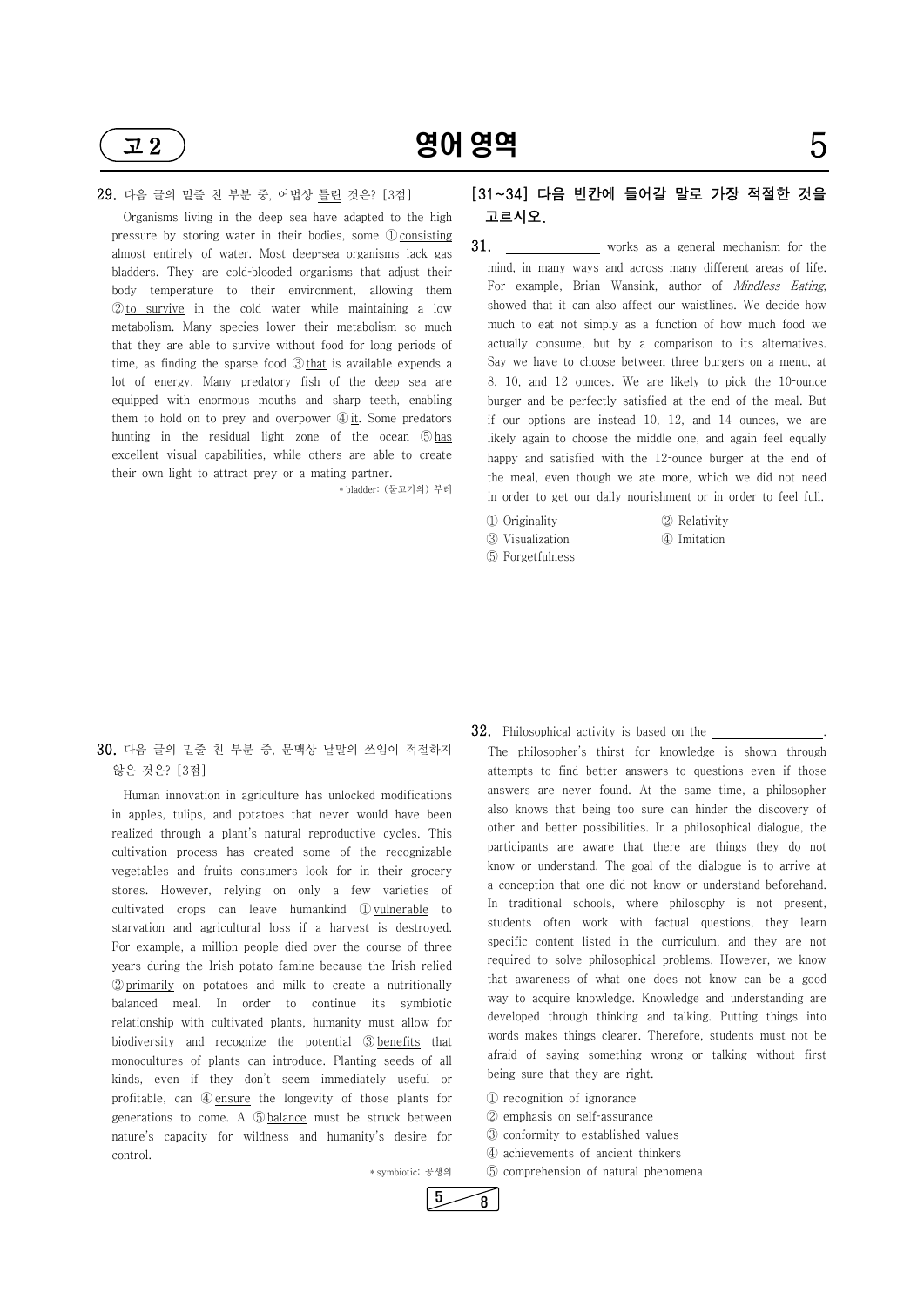**29.** 다음 글의 밑줄 친 부분 중, 어법상 <u>틀린</u> 것은? [3점]

Organisms living in the deep sea have adapted to the high pressure by storing water in their bodies, some ① <u>consisting</u> almost entirely of water. Most deep-sea organisms lack gas bladders. They are cold-blooded organisms that adjust their body temperature to their environment, allowing them ② <u>to survive</u> in the cold water while maintaining a low metabolism. Many species lower their metabolism so much that they are able to survive without food for long periods of time, as finding the sparse food ③ <u>that</u> is available expends a lot of energy. Many predatory fish of the deep sea are equipped with enormous mouths and sharp teeth, enabling them to hold on to prey and overpower ④ <u>it</u>. Some predators hunting in the residual light zone of the ocean ⑤ <u>has</u> excellent visual capabilities, while others are able to create their own light to attract prey or a mating partner.

\* bladder: (물고기의) 부레

**30.** 다음 글의 밑줄 친 부분 중, 문맥상 낱말의 쓰임이 적절하지 <u>않은</u> 것은? [3점]

Human innovation in agriculture has unlocked modifications in apples, tulips, and potatoes that never would have been realized through a plant's natural reproductive cycles. This cultivation process has created some of the recognizable vegetables and fruits consumers look for in their grocery stores. However, relying on only a few varieties of cultivated crops can leave humankind ① <u>vulnerable</u> to starvation and agricultural loss if a harvest is destroyed. For example, a million people died over the course of three years during the Irish potato famine because the Irish relied ② <u>primarily</u> on potatoes and milk to create a nutritionally balanced meal. In order to continue its symbiotic relationship with cultivated plants, humanity must allow for biodiversity and recognize the potential ③ <u>benefits</u> that monocultures of plants can introduce. Planting seeds of all kinds, even if they don't seem immediately useful or profitable, can ④ <u>ensure</u> the longevity of those plants for generations to come. A ⑤ <u>balance</u> must be struck between nature's capacity for wildness and humanity's desire for control.

\* symbiotic: 공생의

**[31~34] 다음 빈칸에 들어갈 말로 가장 적절한 것을 고르시오.**

**31.** ______________ works as a general mechanism for the mind, in many ways and across many different areas of life. For example, Brian Wansink, author of *Mindless Eating*, showed that it can also affect our waistlines. We decide how much to eat not simply as a function of how much food we actually consume, but by a comparison to its alternatives. Say we have to choose between three burgers on a menu, at 8, 10, and 12 ounces. We are likely to pick the 10-ounce burger and be perfectly satisfied at the end of the meal. But if our options are instead 10, 12, and 14 ounces, we are likely again to choose the middle one, and again feel equally happy and satisfied with the 12-ounce burger at the end of the meal, even though we ate more, which we did not need in order to get our daily nourishment or in order to feel full.

① Originality
② Relativity
③ Visualization
④ Imitation
⑤ Forgetfulness

**32.** Philosophical activity is based on the ________________. The philosopher's thirst for knowledge is shown through attempts to find better answers to questions even if those answers are never found. At the same time, a philosopher also knows that being too sure can hinder the discovery of other and better possibilities. In a philosophical dialogue, the participants are aware that there are things they do not know or understand. The goal of the dialogue is to arrive at a conception that one did not know or understand beforehand. In traditional schools, where philosophy is not present, students often work with factual questions, they learn specific content listed in the curriculum, and they are not required to solve philosophical problems. However, we know that awareness of what one does not know can be a good way to acquire knowledge. Knowledge and understanding are developed through thinking and talking. Putting things into words makes things clearer. Therefore, students must not be afraid of saying something wrong or talking without first being sure that they are right.

① recognition of ignorance
② emphasis on self-assurance
③ conformity to established values
④ achievements of ancient thinkers
⑤ comprehension of natural phenomena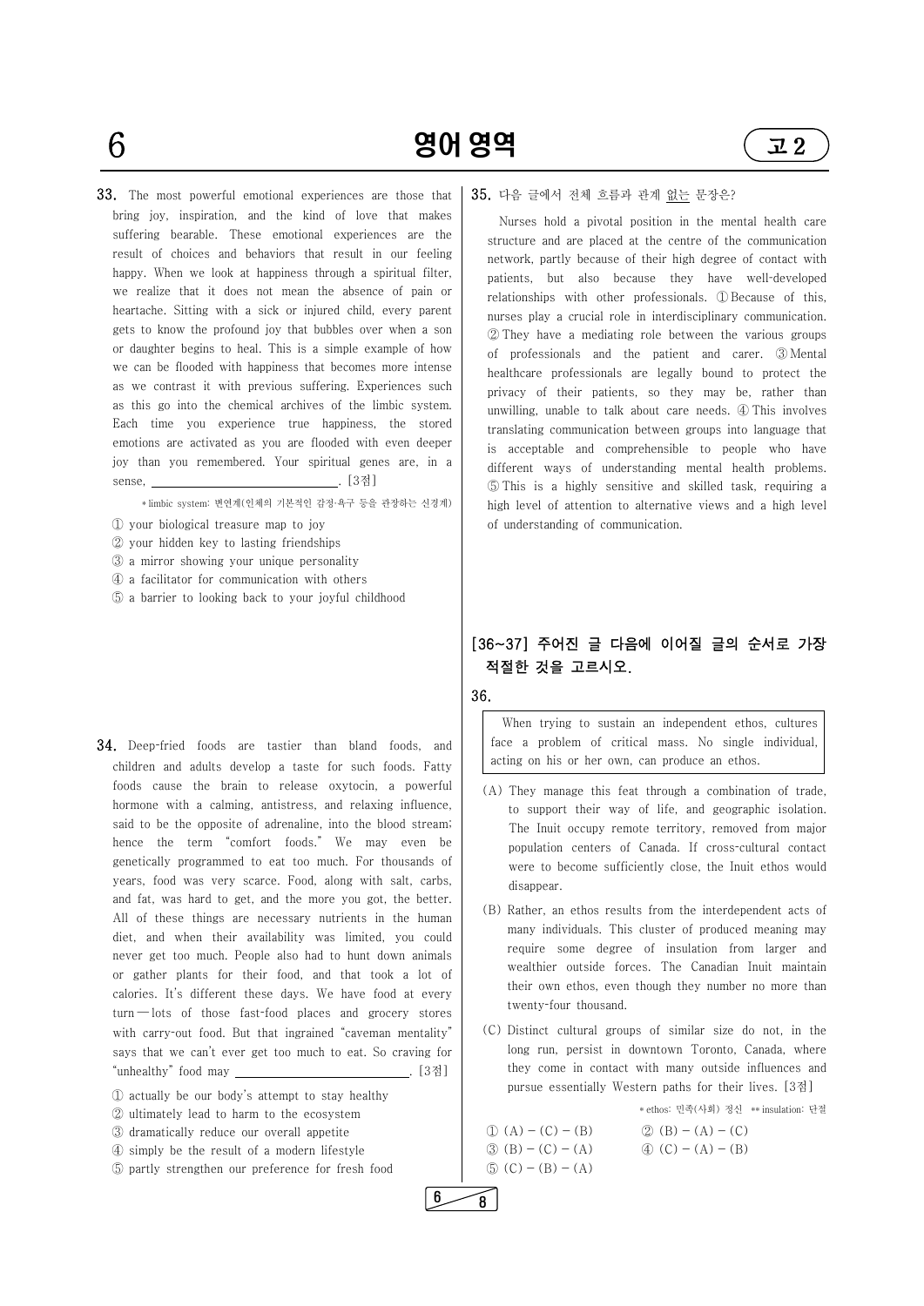**33.** The most powerful emotional experiences are those that bring joy, inspiration, and the kind of love that makes suffering bearable. These emotional experiences are the result of choices and behaviors that result in our feeling happy. When we look at happiness through a spiritual filter, we realize that it does not mean the absence of pain or heartache. Sitting with a sick or injured child, every parent gets to know the profound joy that bubbles over when a son or daughter begins to heal. This is a simple example of how we can be flooded with happiness that becomes more intense as we contrast it with previous suffering. Experiences such as this go into the chemical archives of the limbic system. Each time you experience true happiness, the stored emotions are activated as you are flooded with even deeper joy than you remembered. Your spiritual genes are, in a sense, ______________________________. [3점]

*limbic system: 변연계(인체의 기본적인 감정·욕구 등을 관장하는 신경계)

① your biological treasure map to joy
② your hidden key to lasting friendships
③ a mirror showing your unique personality
④ a facilitator for communication with others
⑤ a barrier to looking back to your joyful childhood

**34.** Deep-fried foods are tastier than bland foods, and children and adults develop a taste for such foods. Fatty foods cause the brain to release oxytocin, a powerful hormone with a calming, antistress, and relaxing influence, said to be the opposite of adrenaline, into the blood stream; hence the term "comfort foods." We may even be genetically programmed to eat too much. For thousands of years, food was very scarce. Food, along with salt, carbs, and fat, was hard to get, and the more you got, the better. All of these things are necessary nutrients in the human diet, and when their availability was limited, you could never get too much. People also had to hunt down animals or gather plants for their food, and that took a lot of calories. It's different these days. We have food at every turn — lots of those fast-food places and grocery stores with carry-out food. But that ingrained "caveman mentality" says that we can't ever get too much to eat. So craving for "unhealthy" food may ______________________________. [3점]

① actually be our body's attempt to stay healthy
② ultimately lead to harm to the ecosystem
③ dramatically reduce our overall appetite
④ simply be the result of a modern lifestyle
⑤ partly strengthen our preference for fresh food

**35.** 다음 글에서 전체 흐름과 관계 없는 문장은?

Nurses hold a pivotal position in the mental health care structure and are placed at the centre of the communication network, partly because of their high degree of contact with patients, but also because they have well-developed relationships with other professionals. ① Because of this, nurses play a crucial role in interdisciplinary communication. ② They have a mediating role between the various groups of professionals and the patient and carer. ③ Mental healthcare professionals are legally bound to protect the privacy of their patients, so they may be, rather than unwilling, unable to talk about care needs. ④ This involves translating communication between groups into language that is acceptable and comprehensible to people who have different ways of understanding mental health problems. ⑤ This is a highly sensitive and skilled task, requiring a high level of attention to alternative views and a high level of understanding of communication.

### [36~37] 주어진 글 다음에 이어질 글의 순서로 가장 적절한 것을 고르시오.

**36.**

> When trying to sustain an independent ethos, cultures face a problem of critical mass. No single individual, acting on his or her own, can produce an ethos.

(A) They manage this feat through a combination of trade, to support their way of life, and geographic isolation. The Inuit occupy remote territory, removed from major population centers of Canada. If cross-cultural contact were to become sufficiently close, the Inuit ethos would disappear.

(B) Rather, an ethos results from the interdependent acts of many individuals. This cluster of produced meaning may require some degree of insulation from larger and wealthier outside forces. The Canadian Inuit maintain their own ethos, even though they number no more than twenty-four thousand.

(C) Distinct cultural groups of similar size do not, in the long run, persist in downtown Toronto, Canada, where they come in contact with many outside influences and pursue essentially Western paths for their lives. [3점]

*ethos: 민족(사회) 정신 **insulation: 단절

① (A) − (C) − (B)
② (B) − (A) − (C)
③ (B) − (C) − (A)
④ (C) − (A) − (B)
⑤ (C) − (B) − (A)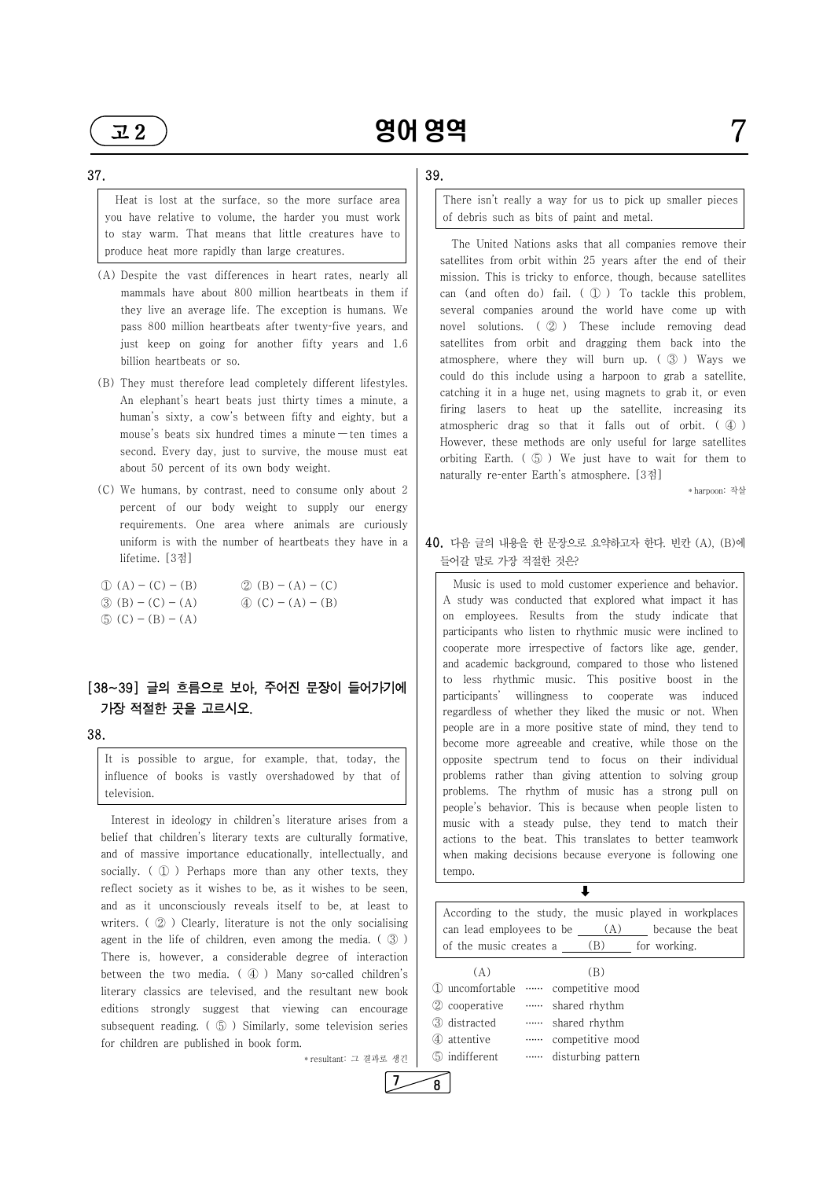37.

> Heat is lost at the surface, so the more surface area you have relative to volume, the harder you must work to stay warm. That means that little creatures have to produce heat more rapidly than large creatures.

(A) Despite the vast differences in heart rates, nearly all mammals have about 800 million heartbeats in them if they live an average life. The exception is humans. We pass 800 million heartbeats after twenty-five years, and just keep on going for another fifty years and 1.6 billion heartbeats or so.

(B) They must therefore lead completely different lifestyles. An elephant's heart beats just thirty times a minute, a human's sixty, a cow's between fifty and eighty, but a mouse's beats six hundred times a minute — ten times a second. Every day, just to survive, the mouse must eat about 50 percent of its own body weight.

(C) We humans, by contrast, need to consume only about 2 percent of our body weight to supply our energy requirements. One area where animals are curiously uniform is with the number of heartbeats they have in a lifetime. [3점]

① (A) − (C) − (B)　　② (B) − (A) − (C)
③ (B) − (C) − (A)　　④ (C) − (A) − (B)
⑤ (C) − (B) − (A)

**[38~39] 글의 흐름으로 보아, 주어진 문장이 들어가기에 가장 적절한 곳을 고르시오.**

38.

> It is possible to argue, for example, that, today, the influence of books is vastly overshadowed by that of television.

Interest in ideology in children's literature arises from a belief that children's literary texts are culturally formative, and of massive importance educationally, intellectually, and socially. ( ① ) Perhaps more than any other texts, they reflect society as it wishes to be, as it wishes to be seen, and as it unconsciously reveals itself to be, at least to writers. ( ② ) Clearly, literature is not the only socialising agent in the life of children, even among the media. ( ③ ) There is, however, a considerable degree of interaction between the two media. ( ④ ) Many so-called children's literary classics are televised, and the resultant new book editions strongly suggest that viewing can encourage subsequent reading. ( ⑤ ) Similarly, some television series for children are published in book form.

*resultant: 그 결과로 생긴

39.

> There isn't really a way for us to pick up smaller pieces of debris such as bits of paint and metal.

The United Nations asks that all companies remove their satellites from orbit within 25 years after the end of their mission. This is tricky to enforce, though, because satellites can (and often do) fail. ( ① ) To tackle this problem, several companies around the world have come up with novel solutions. ( ② ) These include removing dead satellites from orbit and dragging them back into the atmosphere, where they will burn up. ( ③ ) Ways we could do this include using a harpoon to grab a satellite, catching it in a huge net, using magnets to grab it, or even firing lasers to heat up the satellite, increasing its atmospheric drag so that it falls out of orbit. ( ④ ) However, these methods are only useful for large satellites orbiting Earth. ( ⑤ ) We just have to wait for them to naturally re-enter Earth's atmosphere. [3점]

*harpoon: 작살

**40.** 다음 글의 내용을 한 문장으로 요약하고자 한다. 빈칸 (A), (B)에 들어갈 말로 가장 적절한 것은?

> Music is used to mold customer experience and behavior. A study was conducted that explored what impact it has on employees. Results from the study indicate that participants who listen to rhythmic music were inclined to cooperate more irrespective of factors like age, gender, and academic background, compared to those who listened to less rhythmic music. This positive boost in the participants' willingness to cooperate was induced regardless of whether they liked the music or not. When people are in a more positive state of mind, they tend to become more agreeable and creative, while those on the opposite spectrum tend to focus on their individual problems rather than giving attention to solving group problems. The rhythm of music has a strong pull on people's behavior. This is because when people listen to music with a steady pulse, they tend to match their actions to the beat. This translates to better teamwork when making decisions because everyone is following one tempo.

⬇

> According to the study, the music played in workplaces can lead employees to be ___(A)___ because the beat of the music creates a ___(B)___ for working.

| | (A) | | (B) |
|---|---|---|---|
| ① | uncomfortable | …… | competitive mood |
| ② | cooperative | …… | shared rhythm |
| ③ | distracted | …… | shared rhythm |
| ④ | attentive | …… | competitive mood |
| ⑤ | indifferent | …… | disturbing pattern |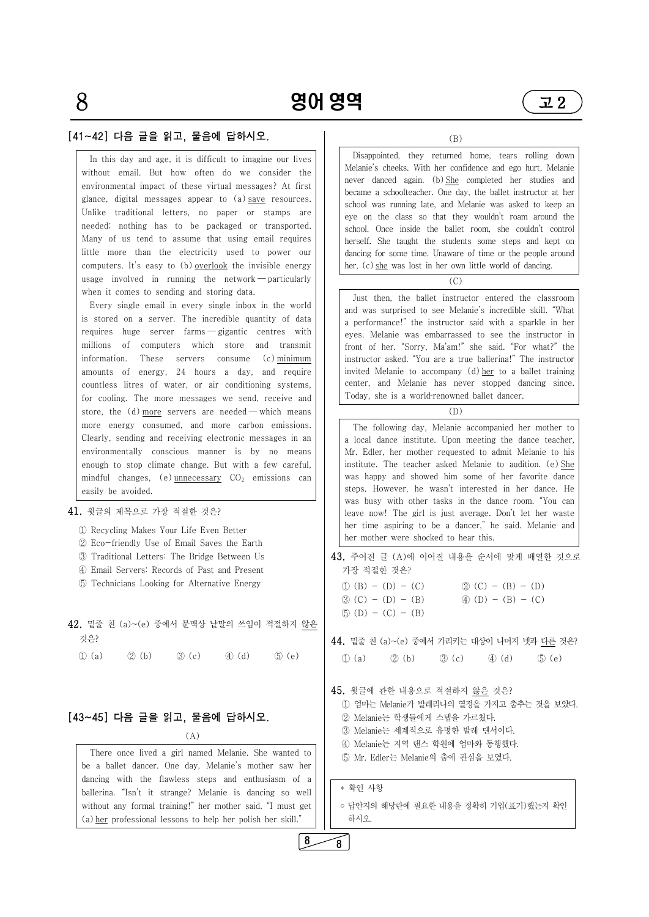## [41~42] 다음 글을 읽고, 물음에 답하시오.

In this day and age, it is difficult to imagine our lives without email. But how often do we consider the environmental impact of these virtual messages? At first glance, digital messages appear to (a) <u>save</u> resources. Unlike traditional letters, no paper or stamps are needed; nothing has to be packaged or transported. Many of us tend to assume that using email requires little more than the electricity used to power our computers. It's easy to (b) <u>overlook</u> the invisible energy usage involved in running the network — particularly when it comes to sending and storing data.

Every single email in every single inbox in the world is stored on a server. The incredible quantity of data requires huge server farms — gigantic centres with millions of computers which store and transmit information. These servers consume (c) <u>minimum</u> amounts of energy, 24 hours a day, and require countless litres of water, or air conditioning systems, for cooling. The more messages we send, receive and store, the (d) <u>more</u> servers are needed — which means more energy consumed, and more carbon emissions. Clearly, sending and receiving electronic messages in an environmentally conscious manner is by no means enough to stop climate change. But with a few careful, mindful changes, (e) <u>unnecessary</u> $CO_2$ emissions can easily be avoided.

**41.** 윗글의 제목으로 가장 적절한 것은?

① Recycling Makes Your Life Even Better
② Eco-friendly Use of Email Saves the Earth
③ Traditional Letters: The Bridge Between Us
④ Email Servers: Records of Past and Present
⑤ Technicians Looking for Alternative Energy

**42.** 밑줄 친 (a)~(e) 중에서 문맥상 낱말의 쓰임이 적절하지 <u>않은</u> 것은?

① (a) ② (b) ③ (c) ④ (d) ⑤ (e)

## [43~45] 다음 글을 읽고, 물음에 답하시오.

(A)

There once lived a girl named Melanie. She wanted to be a ballet dancer. One day, Melanie's mother saw her dancing with the flawless steps and enthusiasm of a ballerina. "Isn't it strange? Melanie is dancing so well without any formal training!" her mother said. "I must get (a) <u>her</u> professional lessons to help her polish her skill."

(B)

Disappointed, they returned home, tears rolling down Melanie's cheeks. With her confidence and ego hurt, Melanie never danced again. (b) <u>She</u> completed her studies and became a schoolteacher. One day, the ballet instructor at her school was running late, and Melanie was asked to keep an eye on the class so that they wouldn't roam around the school. Once inside the ballet room, she couldn't control herself. She taught the students some steps and kept on dancing for some time. Unaware of time or the people around her, (c) <u>she</u> was lost in her own little world of dancing.

(C)

Just then, the ballet instructor entered the classroom and was surprised to see Melanie's incredible skill. "What a performance!" the instructor said with a sparkle in her eyes. Melanie was embarrassed to see the instructor in front of her. "Sorry, Ma'am!" she said. "For what?" the instructor asked. "You are a true ballerina!" The instructor invited Melanie to accompany (d) <u>her</u> to a ballet training center, and Melanie has never stopped dancing since. Today, she is a world-renowned ballet dancer.

(D)

The following day, Melanie accompanied her mother to a local dance institute. Upon meeting the dance teacher, Mr. Edler, her mother requested to admit Melanie to his institute. The teacher asked Melanie to audition. (e) <u>She</u> was happy and showed him some of her favorite dance steps. However, he wasn't interested in her dance. He was busy with other tasks in the dance room. "You can leave now! The girl is just average. Don't let her waste her time aspiring to be a dancer," he said. Melanie and her mother were shocked to hear this.

**43.** 주어진 글 (A)에 이어질 내용을 순서에 맞게 배열한 것으로 가장 적절한 것은?

① (B) − (D) − (C)
② (C) − (B) − (D)
③ (C) − (D) − (B)
④ (D) − (B) − (C)
⑤ (D) − (C) − (B)

**44.** 밑줄 친 (a)~(e) 중에서 가리키는 대상이 나머지 넷과 <u>다른</u> 것은?

① (a) ② (b) ③ (c) ④ (d) ⑤ (e)

**45.** 윗글에 관한 내용으로 적절하지 <u>않은</u> 것은?

① 엄마는 Melanie가 발레리나의 열정을 가지고 춤추는 것을 보았다.
② Melanie는 학생들에게 스텝을 가르쳤다.
③ Melanie는 세계적으로 유명한 발레 댄서이다.
④ Melanie는 지역 댄스 학원에 엄마와 동행했다.
⑤ Mr. Edler는 Melanie의 춤에 관심을 보였다.

* 확인 사항

○ 답안지의 해당란에 필요한 내용을 정확히 기입(표기)했는지 확인하시오.